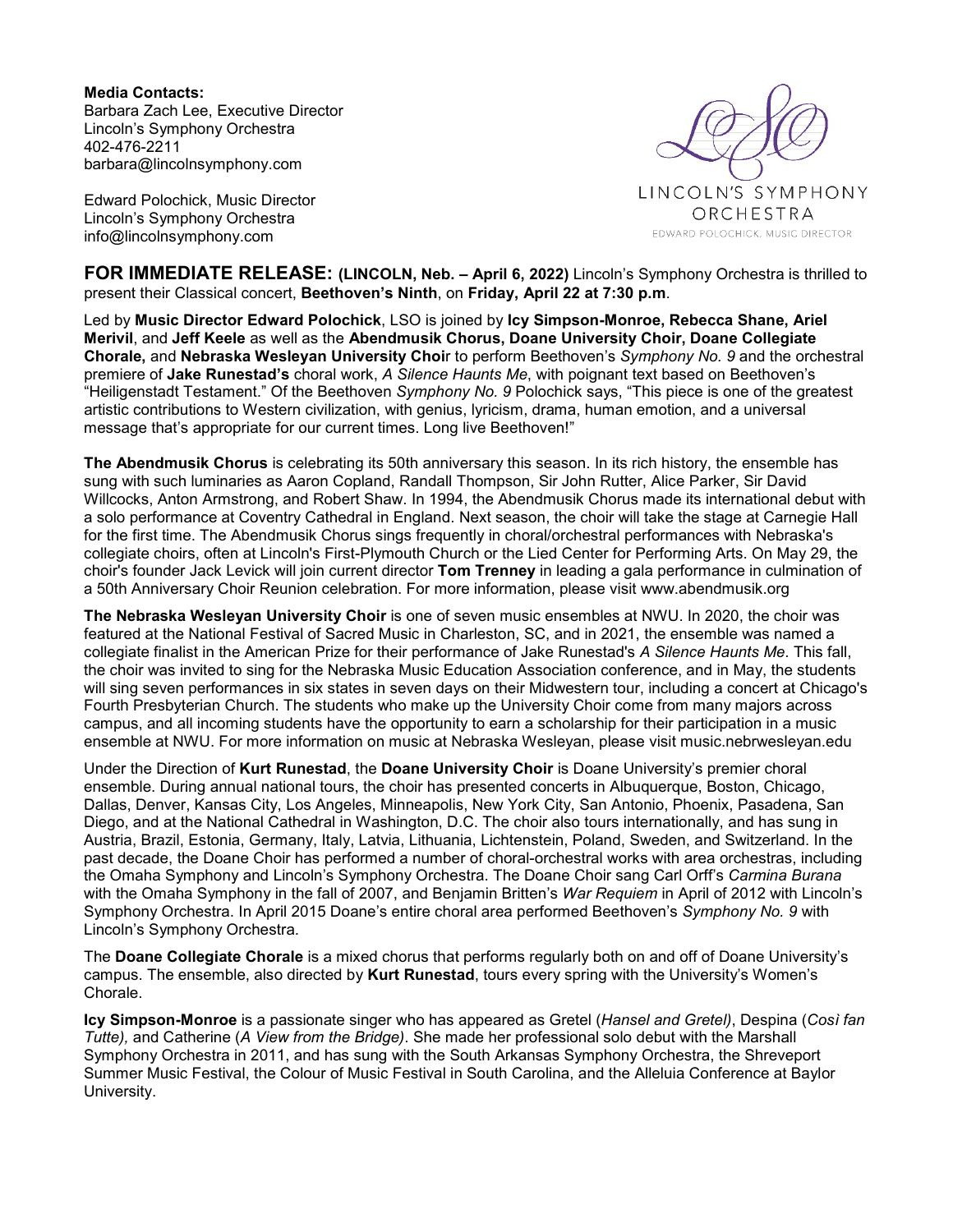**Media Contacts:**
Barbara Zach Lee, Executive Director
Lincoln's Symphony Orchestra
402-476-2211
barbara@lincolnsymphony.com

Edward Polochick, Music Director
Lincoln's Symphony Orchestra
info@lincolnsymphony.com

LINCOLN'S SYMPHONY ORCHESTRA
EDWARD POLOCHICK, MUSIC DIRECTOR

**FOR IMMEDIATE RELEASE: (LINCOLN, Neb. – April 6, 2022)** Lincoln's Symphony Orchestra is thrilled to present their Classical concert, **Beethoven's Ninth**, on **Friday, April 22 at 7:30 p.m**.

Led by **Music Director Edward Polochick**, LSO is joined by **Icy Simpson-Monroe, Rebecca Shane, Ariel Merivil**, and **Jeff Keele** as well as the **Abendmusik Chorus, Doane University Choir, Doane Collegiate Chorale,** and **Nebraska Wesleyan University Choir** to perform Beethoven's *Symphony No. 9* and the orchestral premiere of **Jake Runestad's** choral work, *A Silence Haunts Me*, with poignant text based on Beethoven's "Heiligenstadt Testament." Of the Beethoven *Symphony No. 9* Polochick says, "This piece is one of the greatest artistic contributions to Western civilization, with genius, lyricism, drama, human emotion, and a universal message that's appropriate for our current times. Long live Beethoven!"

**The Abendmusik Chorus** is celebrating its 50th anniversary this season. In its rich history, the ensemble has sung with such luminaries as Aaron Copland, Randall Thompson, Sir John Rutter, Alice Parker, Sir David Willcocks, Anton Armstrong, and Robert Shaw. In 1994, the Abendmusik Chorus made its international debut with a solo performance at Coventry Cathedral in England. Next season, the choir will take the stage at Carnegie Hall for the first time. The Abendmusik Chorus sings frequently in choral/orchestral performances with Nebraska's collegiate choirs, often at Lincoln's First-Plymouth Church or the Lied Center for Performing Arts. On May 29, the choir's founder Jack Levick will join current director **Tom Trenney** in leading a gala performance in culmination of a 50th Anniversary Choir Reunion celebration. For more information, please visit www.abendmusik.org

**The Nebraska Wesleyan University Choir** is one of seven music ensembles at NWU. In 2020, the choir was featured at the National Festival of Sacred Music in Charleston, SC, and in 2021, the ensemble was named a collegiate finalist in the American Prize for their performance of Jake Runestad's *A Silence Haunts Me*. This fall, the choir was invited to sing for the Nebraska Music Education Association conference, and in May, the students will sing seven performances in six states in seven days on their Midwestern tour, including a concert at Chicago's Fourth Presbyterian Church. The students who make up the University Choir come from many majors across campus, and all incoming students have the opportunity to earn a scholarship for their participation in a music ensemble at NWU. For more information on music at Nebraska Wesleyan, please visit music.nebrwesleyan.edu

Under the Direction of **Kurt Runestad**, the **Doane University Choir** is Doane University's premier choral ensemble. During annual national tours, the choir has presented concerts in Albuquerque, Boston, Chicago, Dallas, Denver, Kansas City, Los Angeles, Minneapolis, New York City, San Antonio, Phoenix, Pasadena, San Diego, and at the National Cathedral in Washington, D.C. The choir also tours internationally, and has sung in Austria, Brazil, Estonia, Germany, Italy, Latvia, Lithuania, Lichtenstein, Poland, Sweden, and Switzerland. In the past decade, the Doane Choir has performed a number of choral-orchestral works with area orchestras, including the Omaha Symphony and Lincoln's Symphony Orchestra. The Doane Choir sang Carl Orff's *Carmina Burana* with the Omaha Symphony in the fall of 2007, and Benjamin Britten's *War Requiem* in April of 2012 with Lincoln's Symphony Orchestra. In April 2015 Doane's entire choral area performed Beethoven's *Symphony No. 9* with Lincoln's Symphony Orchestra.

The **Doane Collegiate Chorale** is a mixed chorus that performs regularly both on and off of Doane University's campus. The ensemble, also directed by **Kurt Runestad**, tours every spring with the University's Women's Chorale.

**Icy Simpson-Monroe** is a passionate singer who has appeared as Gretel (*Hansel and Gretel)*, Despina (*Così fan Tutte),* and Catherine (*A View from the Bridge)*. She made her professional solo debut with the Marshall Symphony Orchestra in 2011, and has sung with the South Arkansas Symphony Orchestra, the Shreveport Summer Music Festival, the Colour of Music Festival in South Carolina, and the Alleluia Conference at Baylor University.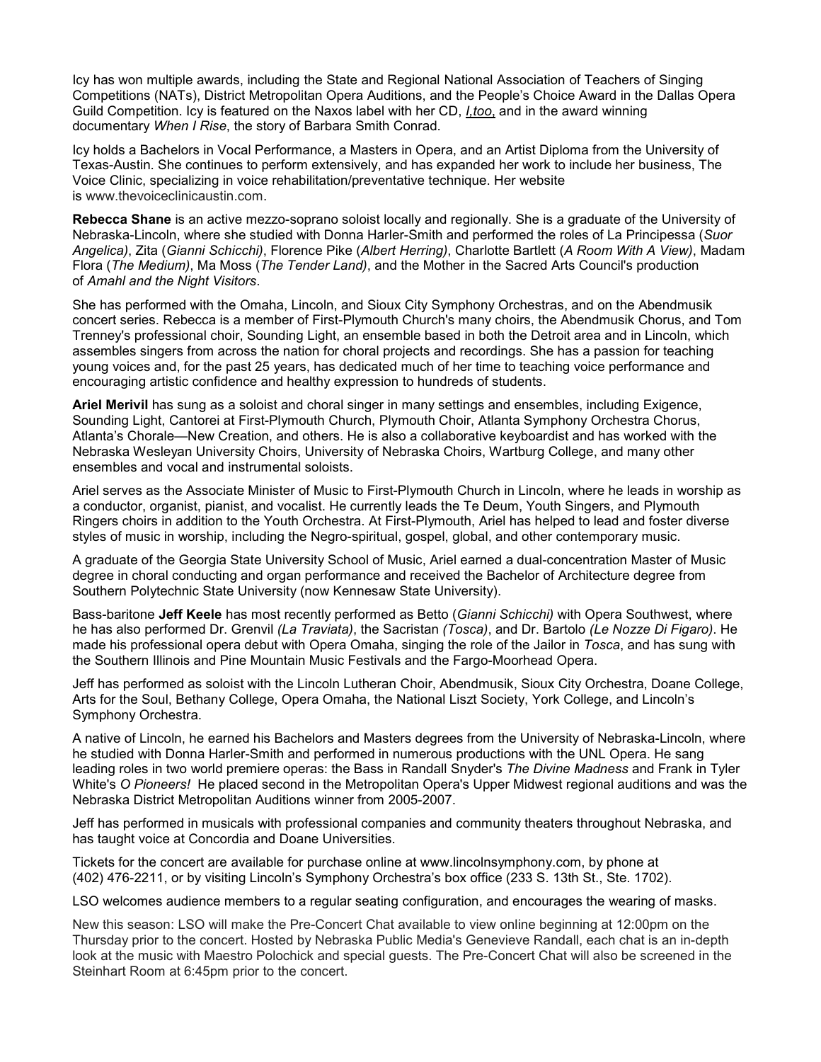Icy has won multiple awards, including the State and Regional National Association of Teachers of Singing Competitions (NATs), District Metropolitan Opera Auditions, and the People's Choice Award in the Dallas Opera Guild Competition. Icy is featured on the Naxos label with her CD, *I,too*, and in the award winning documentary *When I Rise*, the story of Barbara Smith Conrad.

Icy holds a Bachelors in Vocal Performance, a Masters in Opera, and an Artist Diploma from the University of Texas-Austin. She continues to perform extensively, and has expanded her work to include her business, The Voice Clinic, specializing in voice rehabilitation/preventative technique. Her website is www.thevoiceclinicaustin.com.

**Rebecca Shane** is an active mezzo-soprano soloist locally and regionally. She is a graduate of the University of Nebraska-Lincoln, where she studied with Donna Harler-Smith and performed the roles of La Principessa (*Suor Angelica)*, Zita (*Gianni Schicchi)*, Florence Pike (*Albert Herring)*, Charlotte Bartlett (*A Room With A View)*, Madam Flora (*The Medium)*, Ma Moss (*The Tender Land)*, and the Mother in the Sacred Arts Council's production of *Amahl and the Night Visitors*.

She has performed with the Omaha, Lincoln, and Sioux City Symphony Orchestras, and on the Abendmusik concert series. Rebecca is a member of First-Plymouth Church's many choirs, the Abendmusik Chorus, and Tom Trenney's professional choir, Sounding Light, an ensemble based in both the Detroit area and in Lincoln, which assembles singers from across the nation for choral projects and recordings. She has a passion for teaching young voices and, for the past 25 years, has dedicated much of her time to teaching voice performance and encouraging artistic confidence and healthy expression to hundreds of students.

**Ariel Merivil** has sung as a soloist and choral singer in many settings and ensembles, including Exigence, Sounding Light, Cantorei at First-Plymouth Church, Plymouth Choir, Atlanta Symphony Orchestra Chorus, Atlanta's Chorale—New Creation, and others. He is also a collaborative keyboardist and has worked with the Nebraska Wesleyan University Choirs, University of Nebraska Choirs, Wartburg College, and many other ensembles and vocal and instrumental soloists.

Ariel serves as the Associate Minister of Music to First-Plymouth Church in Lincoln, where he leads in worship as a conductor, organist, pianist, and vocalist. He currently leads the Te Deum, Youth Singers, and Plymouth Ringers choirs in addition to the Youth Orchestra. At First-Plymouth, Ariel has helped to lead and foster diverse styles of music in worship, including the Negro-spiritual, gospel, global, and other contemporary music.

A graduate of the Georgia State University School of Music, Ariel earned a dual-concentration Master of Music degree in choral conducting and organ performance and received the Bachelor of Architecture degree from Southern Polytechnic State University (now Kennesaw State University).

Bass-baritone **Jeff Keele** has most recently performed as Betto (*Gianni Schicchi)* with Opera Southwest, where he has also performed Dr. Grenvil *(La Traviata)*, the Sacristan *(Tosca)*, and Dr. Bartolo *(Le Nozze Di Figaro)*. He made his professional opera debut with Opera Omaha, singing the role of the Jailor in *Tosca*, and has sung with the Southern Illinois and Pine Mountain Music Festivals and the Fargo-Moorhead Opera.

Jeff has performed as soloist with the Lincoln Lutheran Choir, Abendmusik, Sioux City Orchestra, Doane College, Arts for the Soul, Bethany College, Opera Omaha, the National Liszt Society, York College, and Lincoln's Symphony Orchestra.

A native of Lincoln, he earned his Bachelors and Masters degrees from the University of Nebraska-Lincoln, where he studied with Donna Harler-Smith and performed in numerous productions with the UNL Opera. He sang leading roles in two world premiere operas: the Bass in Randall Snyder's *The Divine Madness* and Frank in Tyler White's *O Pioneers!* He placed second in the Metropolitan Opera's Upper Midwest regional auditions and was the Nebraska District Metropolitan Auditions winner from 2005-2007.

Jeff has performed in musicals with professional companies and community theaters throughout Nebraska, and has taught voice at Concordia and Doane Universities.

Tickets for the concert are available for purchase online at www.lincolnsymphony.com, by phone at (402) 476-2211, or by visiting Lincoln's Symphony Orchestra's box office (233 S. 13th St., Ste. 1702).

LSO welcomes audience members to a regular seating configuration, and encourages the wearing of masks.

New this season: LSO will make the Pre-Concert Chat available to view online beginning at 12:00pm on the Thursday prior to the concert. Hosted by Nebraska Public Media's Genevieve Randall, each chat is an in-depth look at the music with Maestro Polochick and special guests. The Pre-Concert Chat will also be screened in the Steinhart Room at 6:45pm prior to the concert.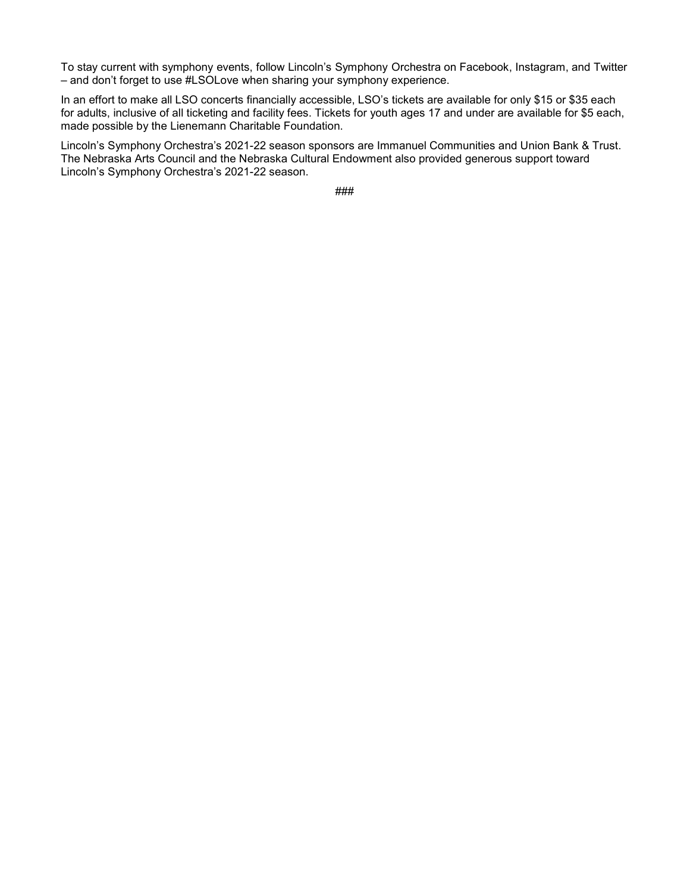To stay current with symphony events, follow Lincoln's Symphony Orchestra on Facebook, Instagram, and Twitter – and don't forget to use #LSOLove when sharing your symphony experience.

In an effort to make all LSO concerts financially accessible, LSO's tickets are available for only $15 or $35 each for adults, inclusive of all ticketing and facility fees. Tickets for youth ages 17 and under are available for $5 each, made possible by the Lienemann Charitable Foundation.

Lincoln's Symphony Orchestra's 2021-22 season sponsors are Immanuel Communities and Union Bank & Trust. The Nebraska Arts Council and the Nebraska Cultural Endowment also provided generous support toward Lincoln's Symphony Orchestra's 2021-22 season.

###